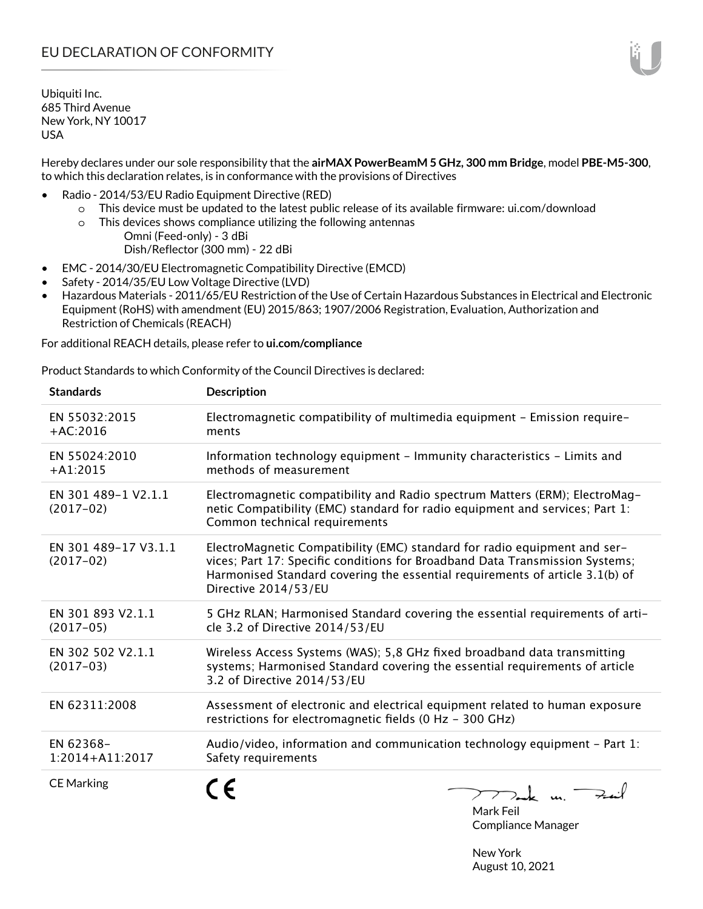# EU DECLARATION OF CONFORMITY

Ubiquiti Inc.
685 Third Avenue
New York, NY 10017
USA

Hereby declares under our sole responsibility that the **airMAX PowerBeamM 5 GHz, 300 mm Bridge**, model **PBE-M5-300**, to which this declaration relates, is in conformance with the provisions of Directives

- Radio - 2014/53/EU Radio Equipment Directive (RED)
  - This device must be updated to the latest public release of its available firmware: ui.com/download
  - This devices shows compliance utilizing the following antennas
    Omni (Feed-only) - 3 dBi
    Dish/Reflector (300 mm) - 22 dBi
- EMC - 2014/30/EU Electromagnetic Compatibility Directive (EMCD)
- Safety - 2014/35/EU Low Voltage Directive (LVD)
- Hazardous Materials - 2011/65/EU Restriction of the Use of Certain Hazardous Substances in Electrical and Electronic Equipment (RoHS) with amendment (EU) 2015/863; 1907/2006 Registration, Evaluation, Authorization and Restriction of Chemicals (REACH)

For additional REACH details, please refer to **ui.com/compliance**

Product Standards to which Conformity of the Council Directives is declared:

| Standards | Description |
|---|---|
| EN 55032:2015 +AC:2016 | Electromagnetic compatibility of multimedia equipment - Emission requirements |
| EN 55024:2010 +A1:2015 | Information technology equipment - Immunity characteristics - Limits and methods of measurement |
| EN 301 489-1 V2.1.1 (2017-02) | Electromagnetic compatibility and Radio spectrum Matters (ERM); ElectroMagnetic Compatibility (EMC) standard for radio equipment and services; Part 1: Common technical requirements |
| EN 301 489-17 V3.1.1 (2017-02) | ElectroMagnetic Compatibility (EMC) standard for radio equipment and services; Part 17: Specific conditions for Broadband Data Transmission Systems; Harmonised Standard covering the essential requirements of article 3.1(b) of Directive 2014/53/EU |
| EN 301 893 V2.1.1 (2017-05) | 5 GHz RLAN; Harmonised Standard covering the essential requirements of article 3.2 of Directive 2014/53/EU |
| EN 302 502 V2.1.1 (2017-03) | Wireless Access Systems (WAS); 5,8 GHz fixed broadband data transmitting systems; Harmonised Standard covering the essential requirements of article 3.2 of Directive 2014/53/EU |
| EN 62311:2008 | Assessment of electronic and electrical equipment related to human exposure restrictions for electromagnetic fields (0 Hz - 300 GHz) |
| EN 62368-1:2014+A11:2017 | Audio/video, information and communication technology equipment - Part 1: Safety requirements |
| CE Marking | CE |

Mark Feil
Compliance Manager

New York
August 10, 2021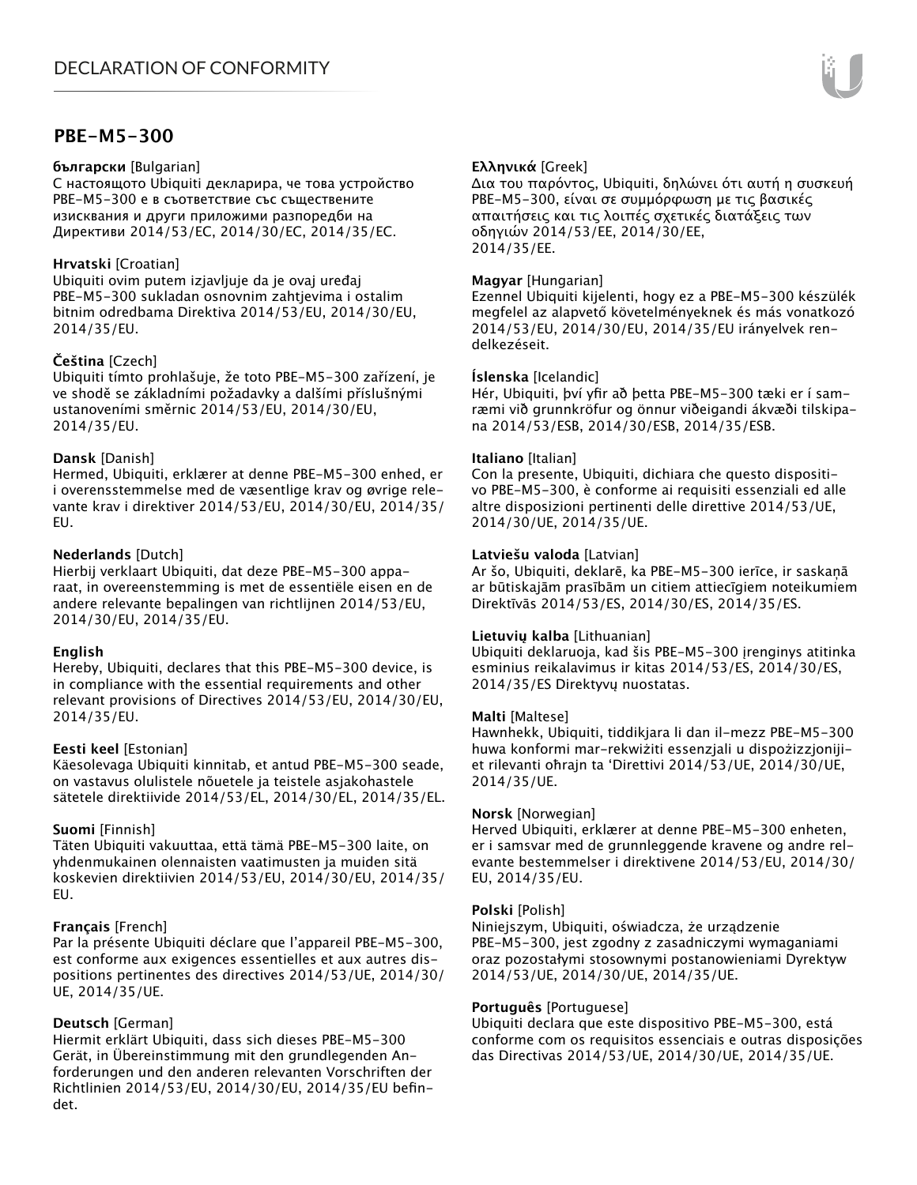## PBE-M5-300

**български** [Bulgarian]
С настоящото Ubiquiti декларира, че това устройство PBE-M5-300 е в съответствие със съществените изисквания и други приложими разпоредби на Директиви 2014/53/EC, 2014/30/EC, 2014/35/EC.

**Hrvatski** [Croatian]
Ubiquiti ovim putem izjavljuje da je ovaj uređaj PBE-M5-300 sukladan osnovnim zahtjevima i ostalim bitnim odredbama Direktiva 2014/53/EU, 2014/30/EU, 2014/35/EU.

**Čeština** [Czech]
Ubiquiti tímto prohlašuje, že toto PBE-M5-300 zařízení, je ve shodě se základními požadavky a dalšími příslušnými ustanoveními směrnic 2014/53/EU, 2014/30/EU, 2014/35/EU.

**Dansk** [Danish]
Hermed, Ubiquiti, erklærer at denne PBE-M5-300 enhed, er i overensstemmelse med de væsentlige krav og øvrige relevante krav i direktiver 2014/53/EU, 2014/30/EU, 2014/35/EU.

**Nederlands** [Dutch]
Hierbij verklaart Ubiquiti, dat deze PBE-M5-300 apparaat, in overeenstemming is met de essentiële eisen en de andere relevante bepalingen van richtlijnen 2014/53/EU, 2014/30/EU, 2014/35/EU.

**English**
Hereby, Ubiquiti, declares that this PBE-M5-300 device, is in compliance with the essential requirements and other relevant provisions of Directives 2014/53/EU, 2014/30/EU, 2014/35/EU.

**Eesti keel** [Estonian]
Käesolevaga Ubiquiti kinnitab, et antud PBE-M5-300 seade, on vastavus olulistele nõuetele ja teistele asjakohastele sätetele direktiivide 2014/53/EL, 2014/30/EL, 2014/35/EL.

**Suomi** [Finnish]
Täten Ubiquiti vakuuttaa, että tämä PBE-M5-300 laite, on yhdenmukainen olennaisten vaatimusten ja muiden sitä koskevien direktiivien 2014/53/EU, 2014/30/EU, 2014/35/EU.

**Français** [French]
Par la présente Ubiquiti déclare que l'appareil PBE-M5-300, est conforme aux exigences essentielles et aux autres dispositions pertinentes des directives 2014/53/UE, 2014/30/UE, 2014/35/UE.

**Deutsch** [German]
Hiermit erklärt Ubiquiti, dass sich dieses PBE-M5-300 Gerät, in Übereinstimmung mit den grundlegenden Anforderungen und den anderen relevanten Vorschriften der Richtlinien 2014/53/EU, 2014/30/EU, 2014/35/EU befindet.

**Ελληνικά** [Greek]
Δια του παρόντος, Ubiquiti, δηλώνει ότι αυτή η συσκευή PBE-M5-300, είναι σε συμμόρφωση με τις βασικές απαιτήσεις και τις λοιπές σχετικές διατάξεις των οδηγιών 2014/53/EE, 2014/30/EE, 2014/35/EE.

**Magyar** [Hungarian]
Ezennel Ubiquiti kijelenti, hogy ez a PBE-M5-300 készülék megfelel az alapvető követelményeknek és más vonatkozó 2014/53/EU, 2014/30/EU, 2014/35/EU irányelvek rendelkezéseit.

**Íslenska** [Icelandic]
Hér, Ubiquiti, því yfir að þetta PBE-M5-300 tæki er í samræmi við grunnkröfur og önnur viðeigandi ákvæði tilskipana 2014/53/ESB, 2014/30/ESB, 2014/35/ESB.

**Italiano** [Italian]
Con la presente, Ubiquiti, dichiara che questo dispositivo PBE-M5-300, è conforme ai requisiti essenziali ed alle altre disposizioni pertinenti delle direttive 2014/53/UE, 2014/30/UE, 2014/35/UE.

**Latviešu valoda** [Latvian]
Ar šo, Ubiquiti, deklarē, ka PBE-M5-300 ierīce, ir saskaņā ar būtiskajām prasībām un citiem attiecīgiem noteikumiem Direktīvās 2014/53/ES, 2014/30/ES, 2014/35/ES.

**Lietuvių kalba** [Lithuanian]
Ubiquiti deklaruoja, kad šis PBE-M5-300 įrenginys atitinka esminius reikalavimus ir kitas 2014/53/ES, 2014/30/ES, 2014/35/ES Direktyvų nuostatas.

**Malti** [Maltese]
Hawnhekk, Ubiquiti, tiddikjara li dan il-mezz PBE-M5-300 huwa konformi mar-rekwiżiti essenzjali u dispożizzjonijiet rilevanti oħrajn ta 'Direttivi 2014/53/UE, 2014/30/UE, 2014/35/UE.

**Norsk** [Norwegian]
Herved Ubiquiti, erklærer at denne PBE-M5-300 enheten, er i samsvar med de grunnleggende kravene og andre relevante bestemmelser i direktivene 2014/53/EU, 2014/30/EU, 2014/35/EU.

**Polski** [Polish]
Niniejszym, Ubiquiti, oświadcza, że urządzenie PBE-M5-300, jest zgodny z zasadniczymi wymaganiami oraz pozostałymi stosownymi postanowieniami Dyrektyw 2014/53/UE, 2014/30/UE, 2014/35/UE.

**Português** [Portuguese]
Ubiquiti declara que este dispositivo PBE-M5-300, está conforme com os requisitos essenciais e outras disposições das Directivas 2014/53/UE, 2014/30/UE, 2014/35/UE.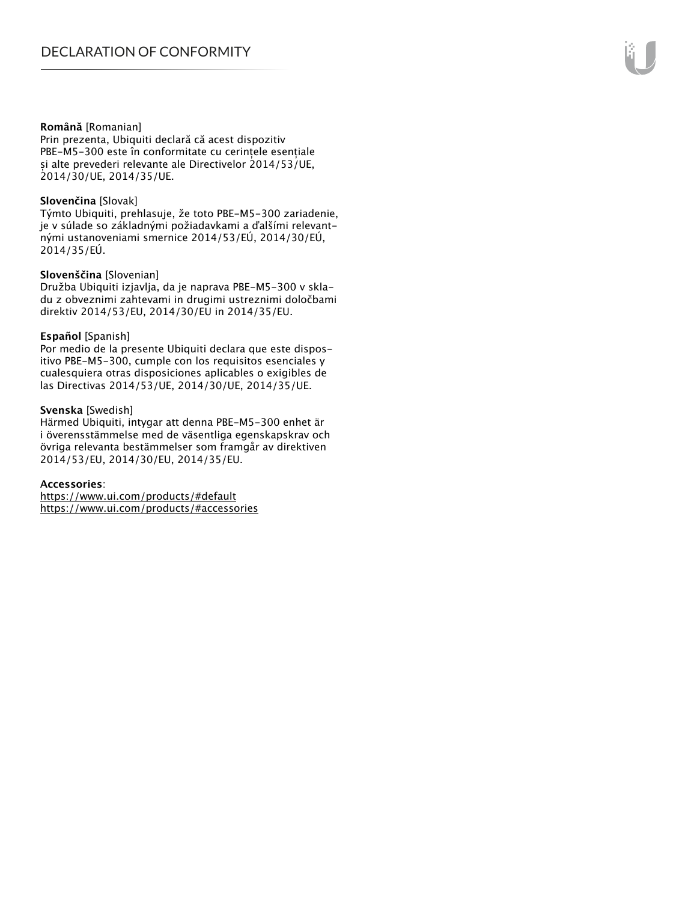**Română** [Romanian]
Prin prezenta, Ubiquiti declară că acest dispozitiv PBE-M5-300 este în conformitate cu cerințele esențiale și alte prevederi relevante ale Directivelor 2014/53/UE, 2014/30/UE, 2014/35/UE.

**Slovenčina** [Slovak]
Týmto Ubiquiti, prehlasuje, že toto PBE-M5-300 zariadenie, je v súlade so základnými požiadavkami a ďalšími relevantnými ustanoveniami smernice 2014/53/EÚ, 2014/30/EÚ, 2014/35/EÚ.

**Slovenščina** [Slovenian]
Družba Ubiquiti izjavlja, da je naprava PBE-M5-300 v skladu z obveznimi zahtevami in drugimi ustreznimi določbami direktiv 2014/53/EU, 2014/30/EU in 2014/35/EU.

**Español** [Spanish]
Por medio de la presente Ubiquiti declara que este dispositivo PBE-M5-300, cumple con los requisitos esenciales y cualesquiera otras disposiciones aplicables o exigibles de las Directivas 2014/53/UE, 2014/30/UE, 2014/35/UE.

**Svenska** [Swedish]
Härmed Ubiquiti, intygar att denna PBE-M5-300 enhet är i överensstämmelse med de väsentliga egenskapskrav och övriga relevanta bestämmelser som framgår av direktiven 2014/53/EU, 2014/30/EU, 2014/35/EU.

**Accessories**:
https://www.ui.com/products/#default
https://www.ui.com/products/#accessories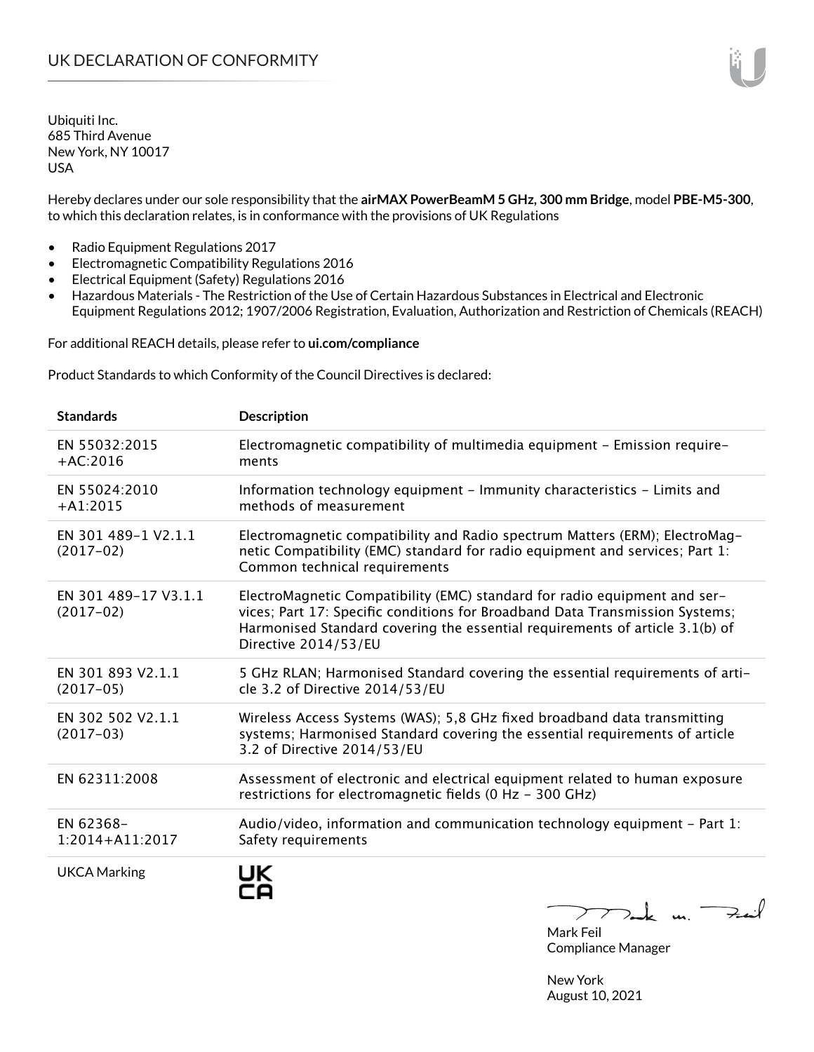# UK DECLARATION OF CONFORMITY

Ubiquiti Inc.
685 Third Avenue
New York, NY 10017
USA

Hereby declares under our sole responsibility that the **airMAX PowerBeamM 5 GHz, 300 mm Bridge**, model **PBE-M5-300**, to which this declaration relates, is in conformance with the provisions of UK Regulations

- Radio Equipment Regulations 2017
- Electromagnetic Compatibility Regulations 2016
- Electrical Equipment (Safety) Regulations 2016
- Hazardous Materials - The Restriction of the Use of Certain Hazardous Substances in Electrical and Electronic Equipment Regulations 2012; 1907/2006 Registration, Evaluation, Authorization and Restriction of Chemicals (REACH)

For additional REACH details, please refer to **ui.com/compliance**

Product Standards to which Conformity of the Council Directives is declared:

| Standards | Description |
|---|---|
| EN 55032:2015 +AC:2016 | Electromagnetic compatibility of multimedia equipment – Emission requirements |
| EN 55024:2010 +A1:2015 | Information technology equipment – Immunity characteristics – Limits and methods of measurement |
| EN 301 489-1 V2.1.1 (2017-02) | Electromagnetic compatibility and Radio spectrum Matters (ERM); ElectroMagnetic Compatibility (EMC) standard for radio equipment and services; Part 1: Common technical requirements |
| EN 301 489-17 V3.1.1 (2017-02) | ElectroMagnetic Compatibility (EMC) standard for radio equipment and services; Part 17: Specific conditions for Broadband Data Transmission Systems; Harmonised Standard covering the essential requirements of article 3.1(b) of Directive 2014/53/EU |
| EN 301 893 V2.1.1 (2017-05) | 5 GHz RLAN; Harmonised Standard covering the essential requirements of article 3.2 of Directive 2014/53/EU |
| EN 302 502 V2.1.1 (2017-03) | Wireless Access Systems (WAS); 5,8 GHz fixed broadband data transmitting systems; Harmonised Standard covering the essential requirements of article 3.2 of Directive 2014/53/EU |
| EN 62311:2008 | Assessment of electronic and electrical equipment related to human exposure restrictions for electromagnetic fields (0 Hz – 300 GHz) |
| EN 62368-1:2014+A11:2017 | Audio/video, information and communication technology equipment – Part 1: Safety requirements |
| UKCA Marking | UK CA |

Mark Feil
Compliance Manager

New York
August 10, 2021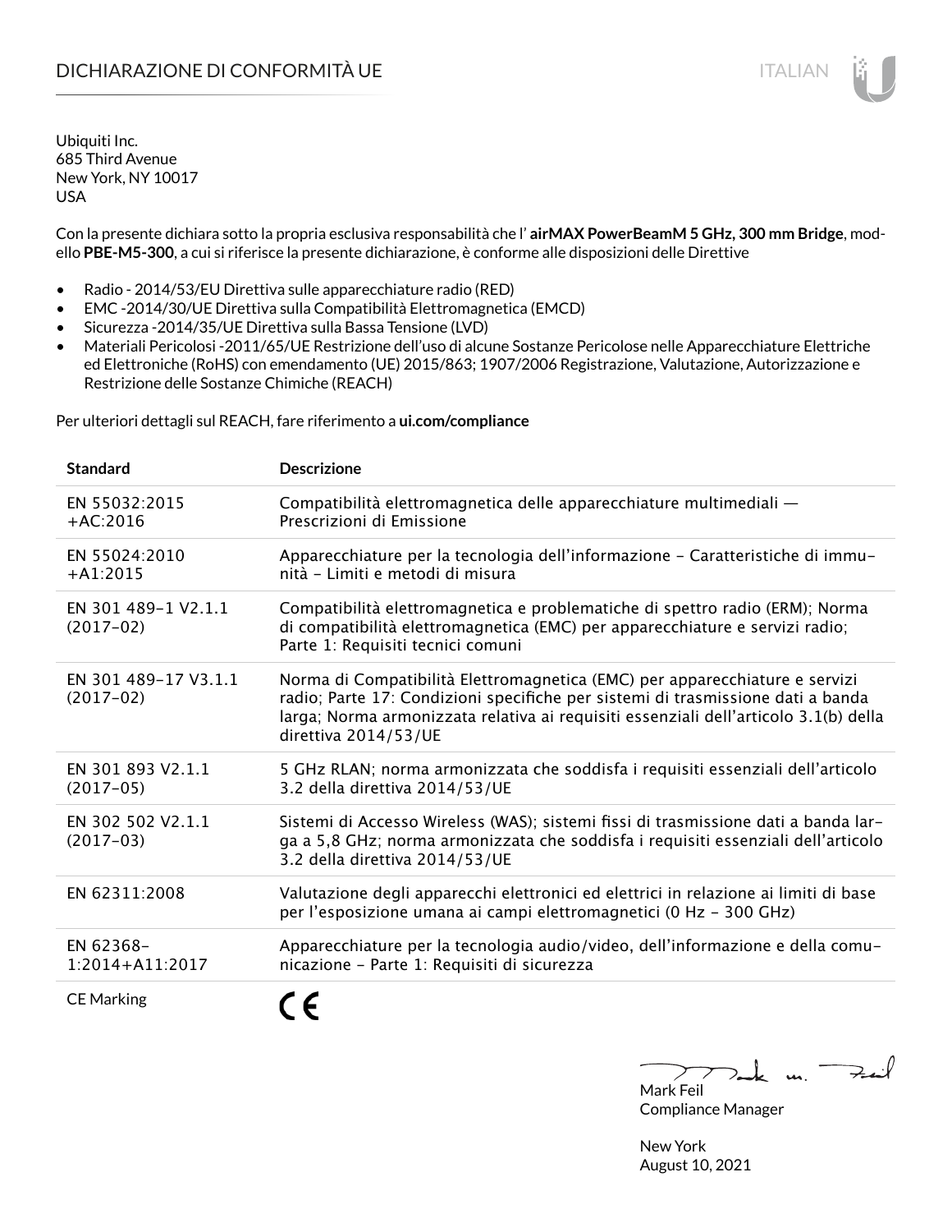# DICHIARAZIONE DI CONFORMITÀ UE

Ubiquiti Inc.
685 Third Avenue
New York, NY 10017
USA

Con la presente dichiara sotto la propria esclusiva responsabilità che l' **airMAX PowerBeamM 5 GHz, 300 mm Bridge**, modello **PBE-M5-300**, a cui si riferisce la presente dichiarazione, è conforme alle disposizioni delle Direttive

- Radio - 2014/53/EU Direttiva sulle apparecchiature radio (RED)
- EMC -2014/30/UE Direttiva sulla Compatibilità Elettromagnetica (EMCD)
- Sicurezza -2014/35/UE Direttiva sulla Bassa Tensione (LVD)
- Materiali Pericolosi -2011/65/UE Restrizione dell'uso di alcune Sostanze Pericolose nelle Apparecchiature Elettriche ed Elettroniche (RoHS) con emendamento (UE) 2015/863; 1907/2006 Registrazione, Valutazione, Autorizzazione e Restrizione delle Sostanze Chimiche (REACH)

Per ulteriori dettagli sul REACH, fare riferimento a **ui.com/compliance**

| Standard | Descrizione |
|---|---|
| EN 55032:2015 +AC:2016 | Compatibilità elettromagnetica delle apparecchiature multimediali — Prescrizioni di Emissione |
| EN 55024:2010 +A1:2015 | Apparecchiature per la tecnologia dell'informazione - Caratteristiche di immunità - Limiti e metodi di misura |
| EN 301 489-1 V2.1.1 (2017-02) | Compatibilità elettromagnetica e problematiche di spettro radio (ERM); Norma di compatibilità elettromagnetica (EMC) per apparecchiature e servizi radio; Parte 1: Requisiti tecnici comuni |
| EN 301 489-17 V3.1.1 (2017-02) | Norma di Compatibilità Elettromagnetica (EMC) per apparecchiature e servizi radio; Parte 17: Condizioni specifiche per sistemi di trasmissione dati a banda larga; Norma armonizzata relativa ai requisiti essenziali dell'articolo 3.1(b) della direttiva 2014/53/UE |
| EN 301 893 V2.1.1 (2017-05) | 5 GHz RLAN; norma armonizzata che soddisfa i requisiti essenziali dell'articolo 3.2 della direttiva 2014/53/UE |
| EN 302 502 V2.1.1 (2017-03) | Sistemi di Accesso Wireless (WAS); sistemi fissi di trasmissione dati a banda larga a 5,8 GHz; norma armonizzata che soddisfa i requisiti essenziali dell'articolo 3.2 della direttiva 2014/53/UE |
| EN 62311:2008 | Valutazione degli apparecchi elettronici ed elettrici in relazione ai limiti di base per l'esposizione umana ai campi elettromagnetici (0 Hz - 300 GHz) |
| EN 62368-1:2014+A11:2017 | Apparecchiature per la tecnologia audio/video, dell'informazione e della comunicazione - Parte 1: Requisiti di sicurezza |
| CE Marking | CE |

Mark Feil
Compliance Manager

New York
August 10, 2021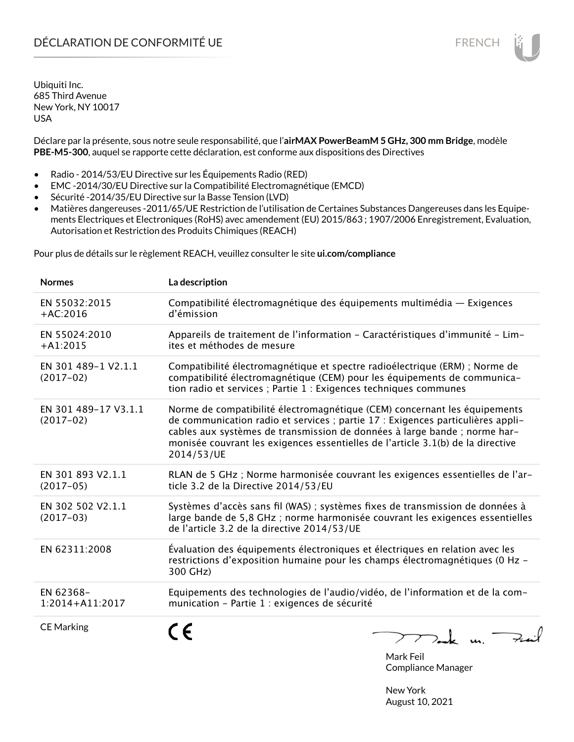# DÉCLARATION DE CONFORMITÉ UE

Ubiquiti Inc.
685 Third Avenue
New York, NY 10017
USA

Déclare par la présente, sous notre seule responsabilité, que l'**airMAX PowerBeamM 5 GHz, 300 mm Bridge**, modèle **PBE-M5-300**, auquel se rapporte cette déclaration, est conforme aux dispositions des Directives

- Radio - 2014/53/EU Directive sur les Équipements Radio (RED)
- EMC -2014/30/EU Directive sur la Compatibilité Electromagnétique (EMCD)
- Sécurité -2014/35/EU Directive sur la Basse Tension (LVD)
- Matières dangereuses -2011/65/UE Restriction de l'utilisation de Certaines Substances Dangereuses dans les Equipements Electriques et Electroniques (RoHS) avec amendement (EU) 2015/863 ; 1907/2006 Enregistrement, Evaluation, Autorisation et Restriction des Produits Chimiques (REACH)

Pour plus de détails sur le règlement REACH, veuillez consulter le site **ui.com/compliance**

| **Normes** | **La description** |
|---|---|
| EN 55032:2015 +AC:2016 | Compatibilité électromagnétique des équipements multimédia — Exigences d'émission |
| EN 55024:2010 +A1:2015 | Appareils de traitement de l'information - Caractéristiques d'immunité - Limites et méthodes de mesure |
| EN 301 489-1 V2.1.1 (2017-02) | Compatibilité électromagnétique et spectre radioélectrique (ERM) ; Norme de compatibilité électromagnétique (CEM) pour les équipements de communication radio et services ; Partie 1 : Exigences techniques communes |
| EN 301 489-17 V3.1.1 (2017-02) | Norme de compatibilité électromagnétique (CEM) concernant les équipements de communication radio et services ; partie 17 : Exigences particulières applicables aux systèmes de transmission de données à large bande ; norme harmonisée couvrant les exigences essentielles de l'article 3.1(b) de la directive 2014/53/UE |
| EN 301 893 V2.1.1 (2017-05) | RLAN de 5 GHz ; Norme harmonisée couvrant les exigences essentielles de l'article 3.2 de la Directive 2014/53/EU |
| EN 302 502 V2.1.1 (2017-03) | Systèmes d'accès sans fil (WAS) ; systèmes fixes de transmission de données à large bande de 5,8 GHz ; norme harmonisée couvrant les exigences essentielles de l'article 3.2 de la directive 2014/53/UE |
| EN 62311:2008 | Évaluation des équipements électroniques et électriques en relation avec les restrictions d'exposition humaine pour les champs électromagnétiques (0 Hz - 300 GHz) |
| EN 62368-1:2014+A11:2017 | Equipements des technologies de l'audio/vidéo, de l'information et de la communication - Partie 1 : exigences de sécurité |
| CE Marking | CE |

Mark Feil
Compliance Manager

New York
August 10, 2021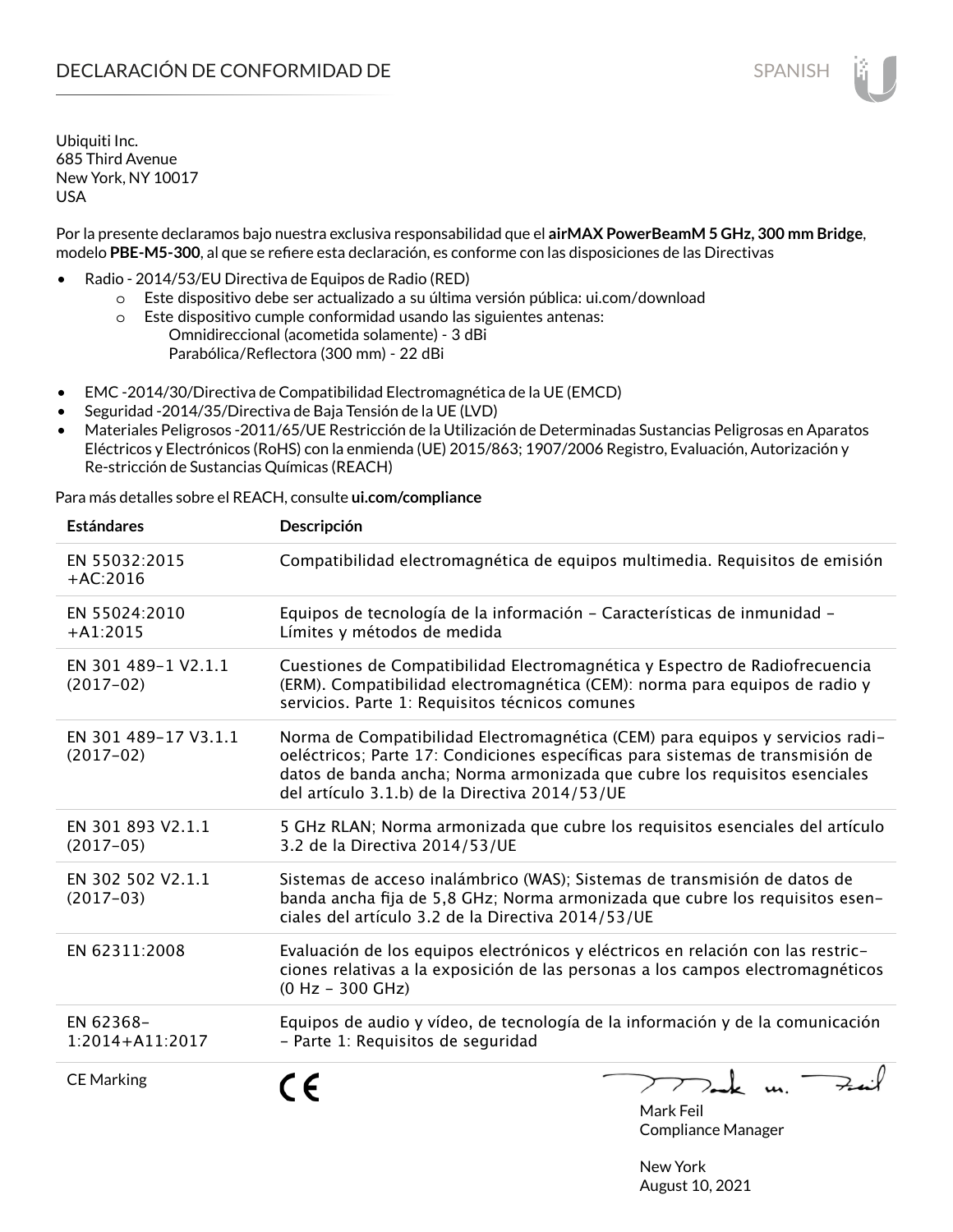# DECLARACIÓN DE CONFORMIDAD DE

Ubiquiti Inc.
685 Third Avenue
New York, NY 10017
USA

Por la presente declaramos bajo nuestra exclusiva responsabilidad que el **airMAX PowerBeamM 5 GHz, 300 mm Bridge**, modelo **PBE-M5-300**, al que se refiere esta declaración, es conforme con las disposiciones de las Directivas

- Radio - 2014/53/EU Directiva de Equipos de Radio (RED)
  - Este dispositivo debe ser actualizado a su última versión pública: ui.com/download
  - Este dispositivo cumple conformidad usando las siguientes antenas:
    Omnidireccional (acometida solamente) - 3 dBi
    Parabólica/Reflectora (300 mm) - 22 dBi
- EMC -2014/30/Directiva de Compatibilidad Electromagnética de la UE (EMCD)
- Seguridad -2014/35/Directiva de Baja Tensión de la UE (LVD)
- Materiales Peligrosos -2011/65/UE Restricción de la Utilización de Determinadas Sustancias Peligrosas en Aparatos Eléctricos y Electrónicos (RoHS) con la enmienda (UE) 2015/863; 1907/2006 Registro, Evaluación, Autorización y Re-stricción de Sustancias Químicas (REACH)

Para más detalles sobre el REACH, consulte **ui.com/compliance**

| Estándares | Descripción |
|---|---|
| EN 55032:2015 +AC:2016 | Compatibilidad electromagnética de equipos multimedia. Requisitos de emisión |
| EN 55024:2010 +A1:2015 | Equipos de tecnología de la información – Características de inmunidad – Límites y métodos de medida |
| EN 301 489-1 V2.1.1 (2017-02) | Cuestiones de Compatibilidad Electromagnética y Espectro de Radiofrecuencia (ERM). Compatibilidad electromagnética (CEM): norma para equipos de radio y servicios. Parte 1: Requisitos técnicos comunes |
| EN 301 489-17 V3.1.1 (2017-02) | Norma de Compatibilidad Electromagnética (CEM) para equipos y servicios radioeléctricos; Parte 17: Condiciones específicas para sistemas de transmisión de datos de banda ancha; Norma armonizada que cubre los requisitos esenciales del artículo 3.1.b) de la Directiva 2014/53/UE |
| EN 301 893 V2.1.1 (2017-05) | 5 GHz RLAN; Norma armonizada que cubre los requisitos esenciales del artículo 3.2 de la Directiva 2014/53/UE |
| EN 302 502 V2.1.1 (2017-03) | Sistemas de acceso inalámbrico (WAS); Sistemas de transmisión de datos de banda ancha fija de 5,8 GHz; Norma armonizada que cubre los requisitos esenciales del artículo 3.2 de la Directiva 2014/53/UE |
| EN 62311:2008 | Evaluación de los equipos electrónicos y eléctricos en relación con las restricciones relativas a la exposición de las personas a los campos electromagnéticos (0 Hz - 300 GHz) |
| EN 62368-1:2014+A11:2017 | Equipos de audio y vídeo, de tecnología de la información y de la comunicación – Parte 1: Requisitos de seguridad |
| CE Marking | CE |

Mark Feil
Compliance Manager

New York
August 10, 2021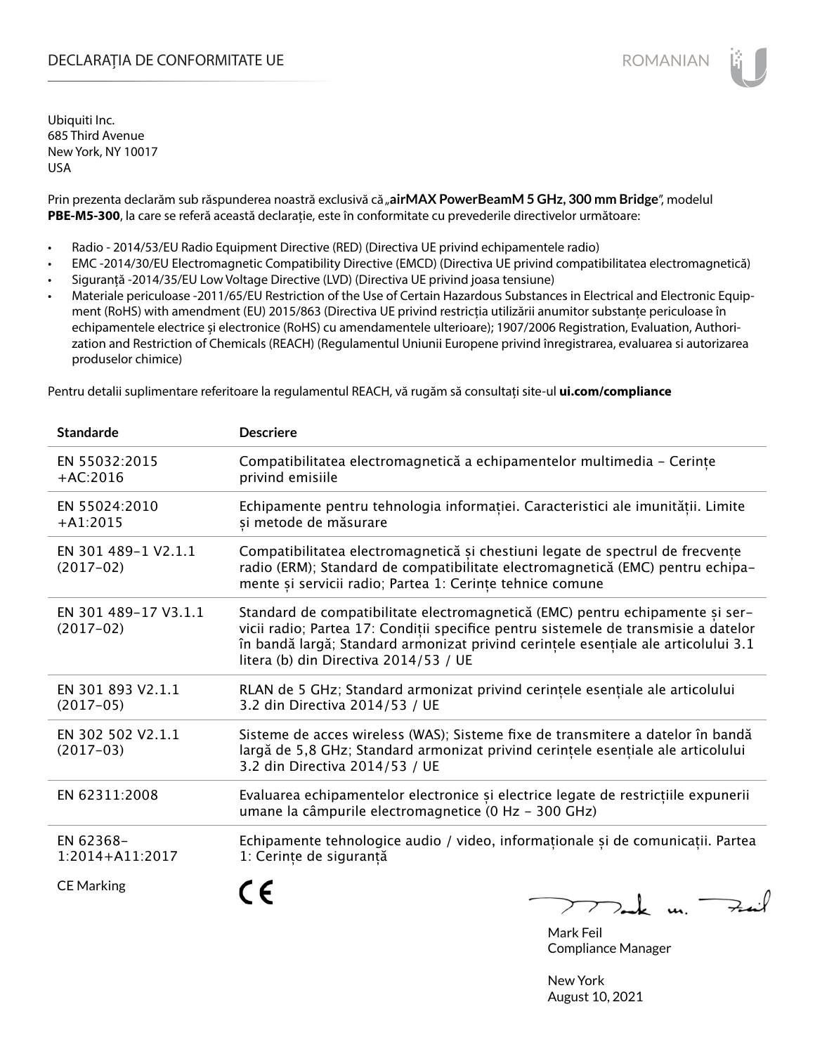# DECLARAȚIA DE CONFORMITATE UE

ROMANIAN

Ubiquiti Inc.
685 Third Avenue
New York, NY 10017
USA

Prin prezenta declarăm sub răspunderea noastră exclusivă că „**airMAX PowerBeamM 5 GHz, 300 mm Bridge**", modelul **PBE-M5-300**, la care se referă această declarație, este în conformitate cu prevederile directivelor următoare:

- Radio - 2014/53/EU Radio Equipment Directive (RED) (Directiva UE privind echipamentele radio)
- EMC -2014/30/EU Electromagnetic Compatibility Directive (EMCD) (Directiva UE privind compatibilitatea electromagnetică)
- Siguranță -2014/35/EU Low Voltage Directive (LVD) (Directiva UE privind joasa tensiune)
- Materiale periculoase -2011/65/EU Restriction of the Use of Certain Hazardous Substances in Electrical and Electronic Equipment (RoHS) with amendment (EU) 2015/863 (Directiva UE privind restricția utilizării anumitor substanțe periculoase în echipamentele electrice și electronice (RoHS) cu amendamentele ulterioare); 1907/2006 Registration, Evaluation, Authorization and Restriction of Chemicals (REACH) (Regulamentul Uniunii Europene privind înregistrarea, evaluarea si autorizarea produselor chimice)

Pentru detalii suplimentare referitoare la regulamentul REACH, vă rugăm să consultați site-ul **ui.com/compliance**

| Standarde | Descriere |
|---|---|
| EN 55032:2015 +AC:2016 | Compatibilitatea electromagnetică a echipamentelor multimedia - Cerințe privind emisiile |
| EN 55024:2010 +A1:2015 | Echipamente pentru tehnologia informației. Caracteristici ale imunității. Limite și metode de măsurare |
| EN 301 489-1 V2.1.1 (2017-02) | Compatibilitatea electromagnetică și chestiuni legate de spectrul de frecvențe radio (ERM); Standard de compatibilitate electromagnetică (EMC) pentru echipamente și servicii radio; Partea 1: Cerințe tehnice comune |
| EN 301 489-17 V3.1.1 (2017-02) | Standard de compatibilitate electromagnetică (EMC) pentru echipamente și servicii radio; Partea 17: Condiții specifice pentru sistemele de transmisie a datelor în bandă largă; Standard armonizat privind cerințele esențiale ale articolului 3.1 litera (b) din Directiva 2014/53 / UE |
| EN 301 893 V2.1.1 (2017-05) | RLAN de 5 GHz; Standard armonizat privind cerințele esențiale ale articolului 3.2 din Directiva 2014/53 / UE |
| EN 302 502 V2.1.1 (2017-03) | Sisteme de acces wireless (WAS); Sisteme fixe de transmitere a datelor în bandă largă de 5,8 GHz; Standard armonizat privind cerințele esențiale ale articolului 3.2 din Directiva 2014/53 / UE |
| EN 62311:2008 | Evaluarea echipamentelor electronice și electrice legate de restricțiile expunerii umane la câmpurile electromagnetice (0 Hz - 300 GHz) |
| EN 62368-1:2014+A11:2017 | Echipamente tehnologice audio / video, informaționale și de comunicații. Partea 1: Cerințe de siguranță |
| CE Marking | CE |

Mark Feil
Compliance Manager

New York
August 10, 2021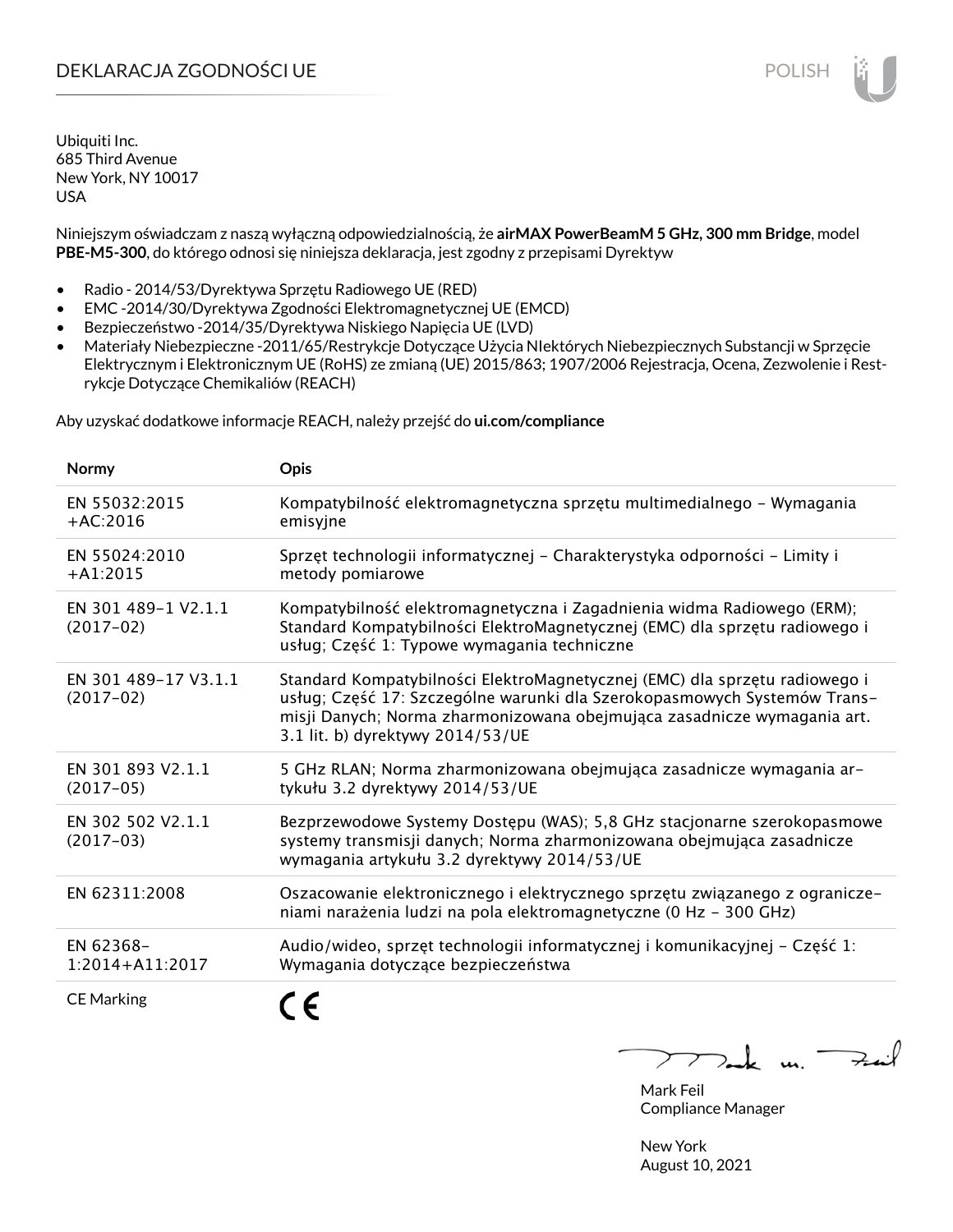# DEKLARACJA ZGODNOŚCI UE

POLISH

Ubiquiti Inc.
685 Third Avenue
New York, NY 10017
USA

Niniejszym oświadczam z naszą wyłączną odpowiedzialnością, że **airMAX PowerBeamM 5 GHz, 300 mm Bridge**, model **PBE-M5-300**, do którego odnosi się niniejsza deklaracja, jest zgodny z przepisami Dyrektyw

- Radio - 2014/53/Dyrektywa Sprzętu Radiowego UE (RED)
- EMC -2014/30/Dyrektywa Zgodności Elektromagnetycznej UE (EMCD)
- Bezpieczeństwo -2014/35/Dyrektywa Niskiego Napięcia UE (LVD)
- Materiały Niebezpieczne -2011/65/Restrykcje Dotyczące Użycia NIektórych Niebezpiecznych Substancji w Sprzęcie Elektrycznym i Elektronicznym UE (RoHS) ze zmianą (UE) 2015/863; 1907/2006 Rejestracja, Ocena, Zezwolenie i Restrykcje Dotyczące Chemikaliów (REACH)

Aby uzyskać dodatkowe informacje REACH, należy przejść do **ui.com/compliance**

| Normy | Opis |
|---|---|
| EN 55032:2015 +AC:2016 | Kompatybilność elektromagnetyczna sprzętu multimedialnego – Wymagania emisyjne |
| EN 55024:2010 +A1:2015 | Sprzęt technologii informatycznej – Charakterystyka odporności – Limity i metody pomiarowe |
| EN 301 489-1 V2.1.1 (2017-02) | Kompatybilność elektromagnetyczna i Zagadnienia widma Radiowego (ERM); Standard Kompatybilności ElektroMagnetycznej (EMC) dla sprzętu radiowego i usług; Część 1: Typowe wymagania techniczne |
| EN 301 489-17 V3.1.1 (2017-02) | Standard Kompatybilności ElektroMagnetycznej (EMC) dla sprzętu radiowego i usług; Część 17: Szczególne warunki dla Szerokopasmowych Systemów Transmisji Danych; Norma zharmonizowana obejmująca zasadnicze wymagania art. 3.1 lit. b) dyrektywy 2014/53/UE |
| EN 301 893 V2.1.1 (2017-05) | 5 GHz RLAN; Norma zharmonizowana obejmująca zasadnicze wymagania artykułu 3.2 dyrektywy 2014/53/UE |
| EN 302 502 V2.1.1 (2017-03) | Bezprzewodowe Systemy Dostępu (WAS); 5,8 GHz stacjonarne szerokopasmowe systemy transmisji danych; Norma zharmonizowana obejmująca zasadnicze wymagania artykułu 3.2 dyrektywy 2014/53/UE |
| EN 62311:2008 | Oszacowanie elektronicznego i elektrycznego sprzętu związanego z ograniczeniami narażenia ludzi na pola elektromagnetyczne (0 Hz – 300 GHz) |
| EN 62368-1:2014+A11:2017 | Audio/wideo, sprzęt technologii informatycznej i komunikacyjnej – Część 1: Wymagania dotyczące bezpieczeństwa |
| CE Marking | CE |

Mark Feil
Compliance Manager

New York
August 10, 2021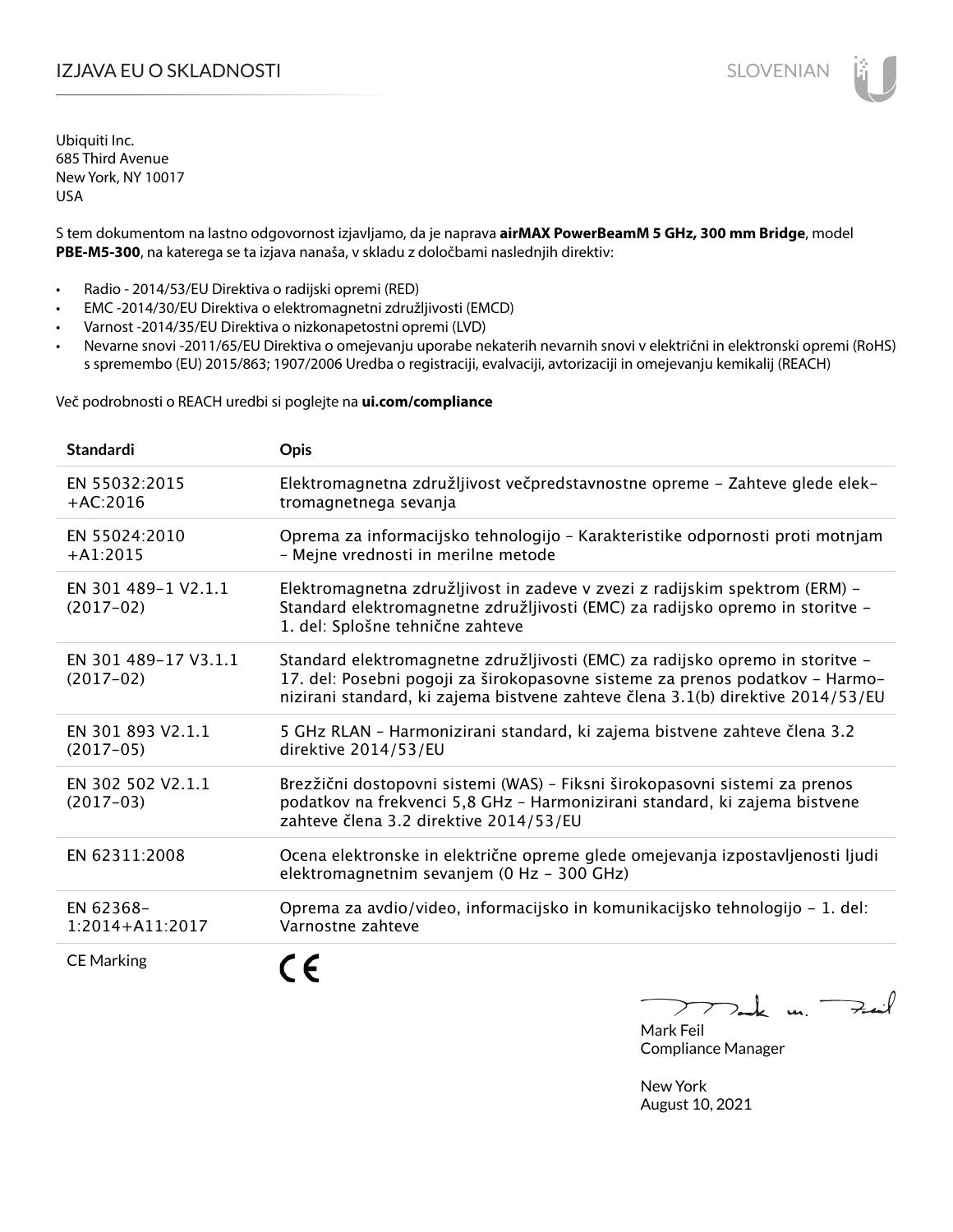# IZJAVA EU O SKLADNOSTI

Ubiquiti Inc.
685 Third Avenue
New York, NY 10017
USA

S tem dokumentom na lastno odgovornost izjavljamo, da je naprava **airMAX PowerBeamM 5 GHz, 300 mm Bridge**, model **PBE-M5-300**, na katerega se ta izjava nanaša, v skladu z določbami naslednjih direktiv:

- Radio - 2014/53/EU Direktiva o radijski opremi (RED)
- EMC -2014/30/EU Direktiva o elektromagnetni združljivosti (EMCD)
- Varnost -2014/35/EU Direktiva o nizkonapetostni opremi (LVD)
- Nevarne snovi -2011/65/EU Direktiva o omejevanju uporabe nekaterih nevarnih snovi v električni in elektronski opremi (RoHS) s spremembo (EU) 2015/863; 1907/2006 Uredba o registraciji, evalvaciji, avtorizaciji in omejevanju kemikalij (REACH)

Več podrobnosti o REACH uredbi si poglejte na **ui.com/compliance**

| Standardi | Opis |
|---|---|
| EN 55032:2015 +AC:2016 | Elektromagnetna združljivost večpredstavnostne opreme – Zahteve glede elektromagnetnega sevanja |
| EN 55024:2010 +A1:2015 | Oprema za informacijsko tehnologijo – Karakteristike odpornosti proti motnjam – Mejne vrednosti in merilne metode |
| EN 301 489-1 V2.1.1 (2017-02) | Elektromagnetna združljivost in zadeve v zvezi z radijskim spektrom (ERM) – Standard elektromagnetne združljivosti (EMC) za radijsko opremo in storitve – 1. del: Splošne tehnične zahteve |
| EN 301 489-17 V3.1.1 (2017-02) | Standard elektromagnetne združljivosti (EMC) za radijsko opremo in storitve – 17. del: Posebni pogoji za širokopasovne sisteme za prenos podatkov – Harmonizirani standard, ki zajema bistvene zahteve člena 3.1(b) direktive 2014/53/EU |
| EN 301 893 V2.1.1 (2017-05) | 5 GHz RLAN – Harmonizirani standard, ki zajema bistvene zahteve člena 3.2 direktive 2014/53/EU |
| EN 302 502 V2.1.1 (2017-03) | Brezžični dostopovni sistemi (WAS) – Fiksni širokopasovni sistemi za prenos podatkov na frekvenci 5,8 GHz – Harmonizirani standard, ki zajema bistvene zahteve člena 3.2 direktive 2014/53/EU |
| EN 62311:2008 | Ocena elektronske in električne opreme glede omejevanja izpostavljenosti ljudi elektromagnetnim sevanjem (0 Hz – 300 GHz) |
| EN 62368-1:2014+A11:2017 | Oprema za avdio/video, informacijsko in komunikacijsko tehnologijo – 1. del: Varnostne zahteve |
| CE Marking | CE |

Mark Feil
Compliance Manager

New York
August 10, 2021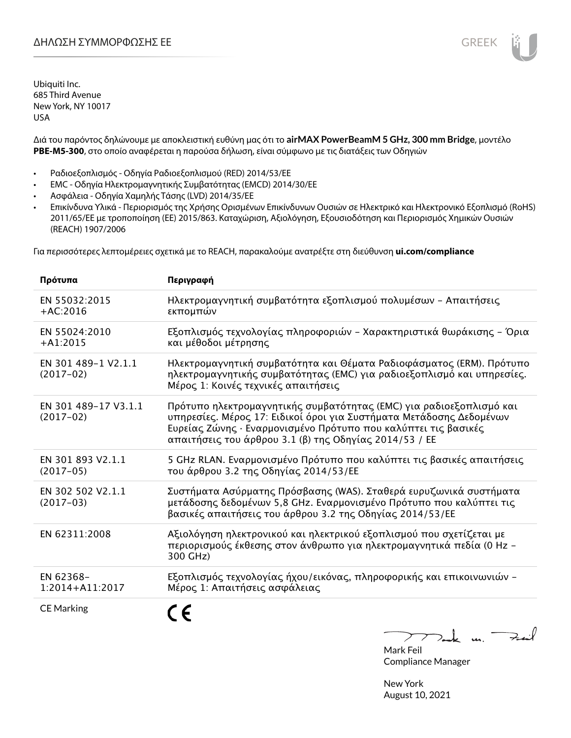# ΔΗΛΩΣΗ ΣΥΜΜΟΡΦΩΣΗΣ ΕΕ

Ubiquiti Inc.
685 Third Avenue
New York, NY 10017
USA

Διά του παρόντος δηλώνουμε με αποκλειστική ευθύνη μας ότι το **airMAX PowerBeamM 5 GHz, 300 mm Bridge**, μοντέλο **PBE-M5-300**, στο οποίο αναφέρεται η παρούσα δήλωση, είναι σύμφωνο με τις διατάξεις των Οδηγιών

- Ραδιοεξοπλισμός - Οδηγία Ραδιοεξοπλισμού (RED) 2014/53/EE
- EMC - Οδηγία Ηλεκτρομαγνητικής Συμβατότητας (EMCD) 2014/30/EE
- Ασφάλεια - Οδηγία Χαμηλής Τάσης (LVD) 2014/35/EE
- Επικίνδυνα Υλικά - Περιορισμός της Χρήσης Ορισμένων Επικίνδυνων Ουσιών σε Ηλεκτρικό και Ηλεκτρονικό Εξοπλισμό (RoHS) 2011/65/EE με τροποποίηση (ΕΕ) 2015/863. Καταχώριση, Αξιολόγηση, Εξουσιοδότηση και Περιορισμός Χημικών Ουσιών (REACH) 1907/2006

Για περισσότερες λεπτομέρειες σχετικά με το REACH, παρακαλούμε ανατρέξτε στη διεύθυνση **ui.com/compliance**

| Πρότυπα | Περιγραφή |
|---|---|
| EN 55032:2015 +AC:2016 | Ηλεκτρομαγνητική συμβατότητα εξοπλισμού πολυμέσων – Απαιτήσεις εκπομπών |
| EN 55024:2010 +A1:2015 | Εξοπλισμός τεχνολογίας πληροφοριών – Χαρακτηριστικά θωράκισης – Όρια και μέθοδοι μέτρησης |
| EN 301 489-1 V2.1.1 (2017-02) | Ηλεκτρομαγνητική συμβατότητα και Θέματα Ραδιοφάσματος (ERM). Πρότυπο ηλεκτρομαγνητικής συμβατότητας (EMC) για ραδιοεξοπλισμό και υπηρεσίες. Μέρος 1: Κοινές τεχνικές απαιτήσεις |
| EN 301 489-17 V3.1.1 (2017-02) | Πρότυπο ηλεκτρομαγνητικής συμβατότητας (EMC) για ραδιοεξοπλισμό και υπηρεσίες. Μέρος 17: Ειδικοί όροι για Συστήματα Μετάδοσης Δεδομένων Ευρείας Ζώνης · Εναρμονισμένο Πρότυπο που καλύπτει τις βασικές απαιτήσεις του άρθρου 3.1 (β) της Οδηγίας 2014/53 / ΕΕ |
| EN 301 893 V2.1.1 (2017-05) | 5 GHz RLAN. Εναρμονισμένο Πρότυπο που καλύπτει τις βασικές απαιτήσεις του άρθρου 3.2 της Οδηγίας 2014/53/ΕΕ |
| EN 302 502 V2.1.1 (2017-03) | Συστήματα Ασύρματης Πρόσβασης (WAS). Σταθερά ευρυζωνικά συστήματα μετάδοσης δεδομένων 5,8 GHz. Εναρμονισμένο Πρότυπο που καλύπτει τις βασικές απαιτήσεις του άρθρου 3.2 της Οδηγίας 2014/53/ΕΕ |
| EN 62311:2008 | Αξιολόγηση ηλεκτρονικού και ηλεκτρικού εξοπλισμού που σχετίζεται με περιορισμούς έκθεσης στον άνθρωπο για ηλεκτρομαγνητικά πεδία (0 Hz – 300 GHz) |
| EN 62368-1:2014+A11:2017 | Εξοπλισμός τεχνολογίας ήχου/εικόνας, πληροφορικής και επικοινωνιών – Μέρος 1: Απαιτήσεις ασφάλειας |
| CE Marking | CE |

Mark Feil
Compliance Manager

New York
August 10, 2021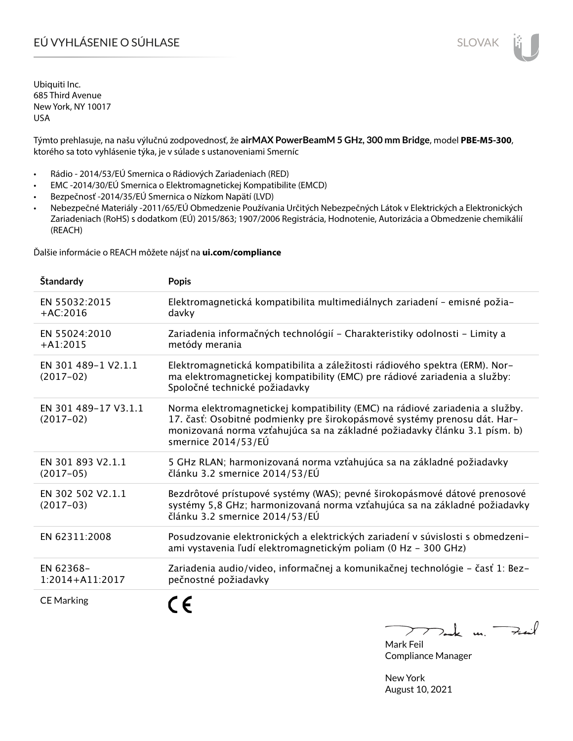# EÚ VYHLÁSENIE O SÚHLASE

Ubiquiti Inc.
685 Third Avenue
New York, NY 10017
USA

Týmto prehlasuje, na našu výlučnú zodpovednosť, že **airMAX PowerBeamM 5 GHz, 300 mm Bridge**, model **PBE-M5-300**, ktorého sa toto vyhlásenie týka, je v súlade s ustanoveniami Smerníc

- Rádio - 2014/53/EÚ Smernica o Rádiových Zariadeniach (RED)
- EMC -2014/30/EÚ Smernica o Elektromagnetickej Kompatibilite (EMCD)
- Bezpečnosť -2014/35/EÚ Smernica o Nízkom Napätí (LVD)
- Nebezpečné Materiály -2011/65/EÚ Obmedzenie Používania Určitých Nebezpečných Látok v Elektrických a Elektronických Zariadeniach (RoHS) s dodatkom (EÚ) 2015/863; 1907/2006 Registrácia, Hodnotenie, Autorizácia a Obmedzenie chemikálií (REACH)

Ďalšie informácie o REACH môžete nájsť na **ui.com/compliance**

| **Štandardy** | **Popis** |
|---|---|
| EN 55032:2015 +AC:2016 | Elektromagnetická kompatibilita multimediálnych zariadení – emisné požiadavky |
| EN 55024:2010 +A1:2015 | Zariadenia informačných technológií – Charakteristiky odolnosti – Limity a metódy merania |
| EN 301 489-1 V2.1.1 (2017-02) | Elektromagnetická kompatibilita a záležitosti rádiového spektra (ERM). Norma elektromagnetickej kompatibility (EMC) pre rádiové zariadenia a služby: Spoločné technické požiadavky |
| EN 301 489-17 V3.1.1 (2017-02) | Norma elektromagnetickej kompatibility (EMC) na rádiové zariadenia a služby. 17. časť: Osobitné podmienky pre širokopásmové systémy prenosu dát. Harmonizovaná norma vzťahujúca sa na základné požiadavky článku 3.1 písm. b) smernice 2014/53/EÚ |
| EN 301 893 V2.1.1 (2017-05) | 5 GHz RLAN; harmonizovaná norma vzťahujúca sa na základné požiadavky článku 3.2 smernice 2014/53/EÚ |
| EN 302 502 V2.1.1 (2017-03) | Bezdrôtové prístupové systémy (WAS); pevné širokopásmové dátové prenosové systémy 5,8 GHz; harmonizovaná norma vzťahujúca sa na základné požiadavky článku 3.2 smernice 2014/53/EÚ |
| EN 62311:2008 | Posudzovanie elektronických a elektrických zariadení v súvislosti s obmedzeniami vystavenia ľudí elektromagnetickým poliam (0 Hz – 300 GHz) |
| EN 62368-1:2014+A11:2017 | Zariadenia audio/video, informačnej a komunikačnej technológie – časť 1: Bezpečnostné požiadavky |
| CE Marking | CE |

Mark Feil
Compliance Manager

New York
August 10, 2021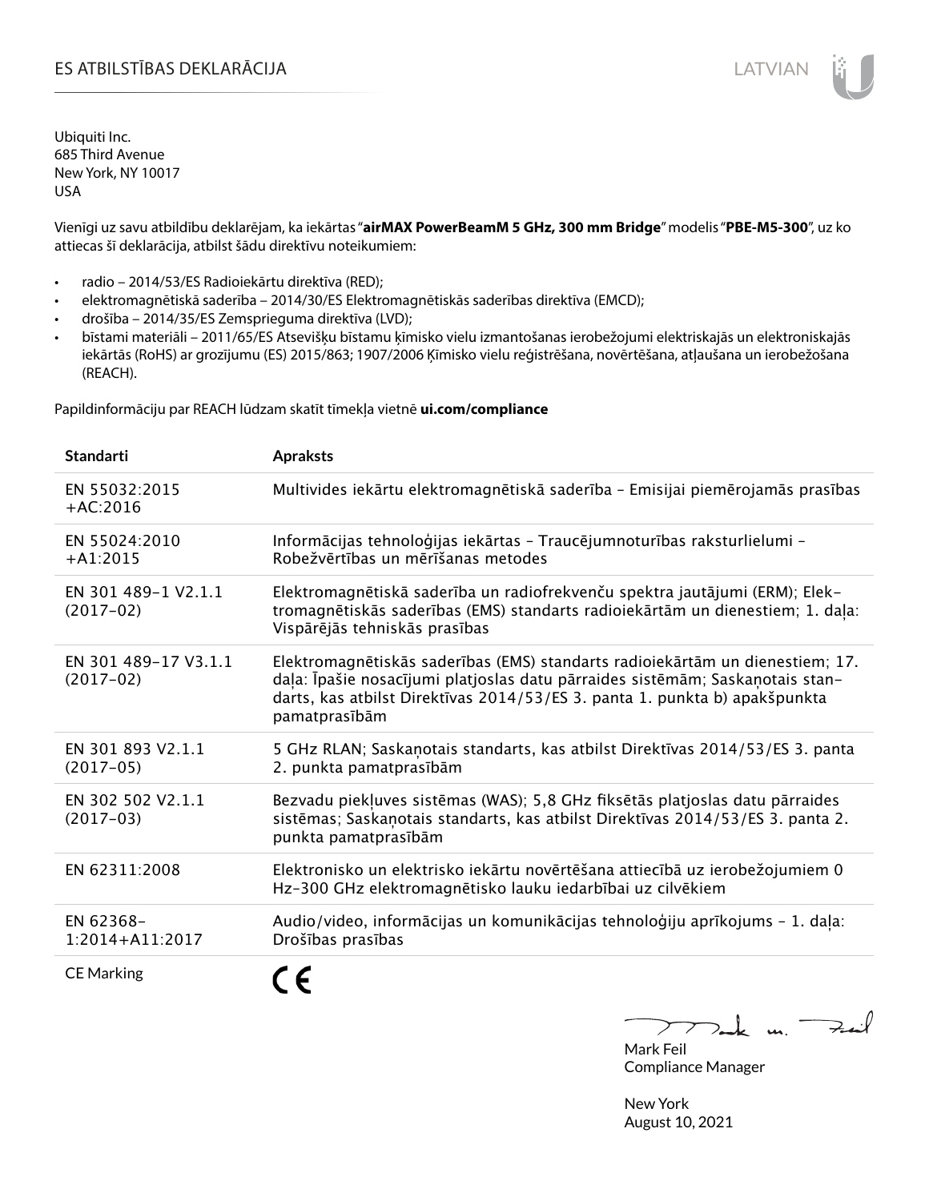# ES ATBILSTĪBAS DEKLARĀCIJA

Ubiquiti Inc.
685 Third Avenue
New York, NY 10017
USA

Vienīgi uz savu atbildību deklarējam, ka iekārtas "**airMAX PowerBeamM 5 GHz, 300 mm Bridge**" modelis "**PBE-M5-300**", uz ko attiecas šī deklarācija, atbilst šādu direktīvu noteikumiem:

- radio – 2014/53/ES Radioiekārtu direktīva (RED);
- elektromagnētiskā saderība – 2014/30/ES Elektromagnētiskās saderības direktīva (EMCD);
- drošība – 2014/35/ES Zemsprieguma direktīva (LVD);
- bīstami materiāli – 2011/65/ES Atsevišķu bīstamu ķīmisko vielu izmantošanas ierobežojumi elektriskajās un elektroniskajās iekārtās (RoHS) ar grozījumu (ES) 2015/863; 1907/2006 Ķīmisko vielu reģistrēšana, novērtēšana, atļaušana un ierobežošana (REACH).

Papildinformāciju par REACH lūdzam skatīt tīmekļa vietnē **ui.com/compliance**

| Standarti | Apraksts |
|---|---|
| EN 55032:2015 +AC:2016 | Multivides iekārtu elektromagnētiskā saderība – Emisijai piemērojamās prasības |
| EN 55024:2010 +A1:2015 | Informācijas tehnoloģijas iekārtas – Traucējumnoturības raksturlielumi – Robežvērtības un mērīšanas metodes |
| EN 301 489-1 V2.1.1 (2017-02) | Elektromagnētiskā saderība un radiofrekvenču spektra jautājumi (ERM); Elektromagnētiskās saderības (EMS) standarts radioiekārtām un dienestiem; 1. daļa: Vispārējās tehniskās prasības |
| EN 301 489-17 V3.1.1 (2017-02) | Elektromagnētiskās saderības (EMS) standarts radioiekārtām un dienestiem; 17. daļa: Īpašie nosacījumi platjoslas datu pārraides sistēmām; Saskaņotais standarts, kas atbilst Direktīvas 2014/53/ES 3. panta 1. punkta b) apakšpunkta pamatprasībām |
| EN 301 893 V2.1.1 (2017-05) | 5 GHz RLAN; Saskaņotais standarts, kas atbilst Direktīvas 2014/53/ES 3. panta 2. punkta pamatprasībām |
| EN 302 502 V2.1.1 (2017-03) | Bezvadu piekļuves sistēmas (WAS); 5,8 GHz fiksētās platjoslas datu pārraides sistēmas; Saskaņotais standarts, kas atbilst Direktīvas 2014/53/ES 3. panta 2. punkta pamatprasībām |
| EN 62311:2008 | Elektronisko un elektrisko iekārtu novērtēšana attiecībā uz ierobežojumiem 0 Hz-300 GHz elektromagnētisko lauku iedarbībai uz cilvēkiem |
| EN 62368-1:2014+A11:2017 | Audio/video, informācijas un komunikācijas tehnoloģiju aprīkojums – 1. daļa: Drošības prasības |
| CE Marking | CE |

Mark Feil
Compliance Manager

New York
August 10, 2021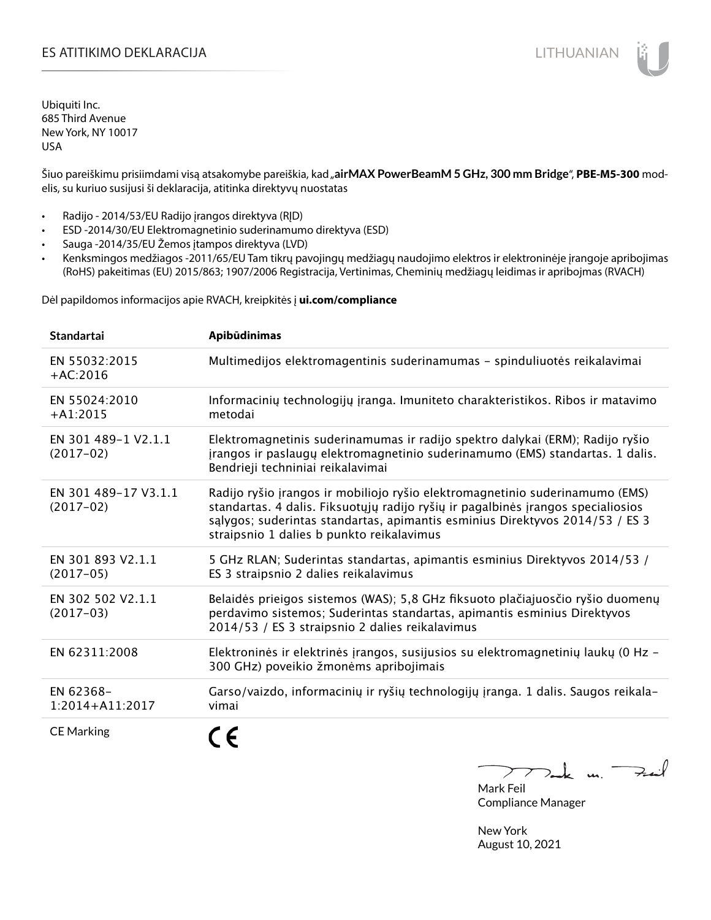# ES ATITIKIMO DEKLARACIJA

Ubiquiti Inc.
685 Third Avenue
New York, NY 10017
USA

Šiuo pareiškimu prisiimdami visą atsakomybe pareiškia, kad „**airMAX PowerBeamM 5 GHz, 300 mm Bridge**", **PBE-M5-300** modelis, su kuriuo susijusi ši deklaracija, atitinka direktyvų nuostatas

- Radijo - 2014/53/EU Radijo įrangos direktyva (RĮD)
- ESD -2014/30/EU Elektromagnetinio suderinamumo direktyva (ESD)
- Sauga -2014/35/EU Žemos įtampos direktyva (LVD)
- Kenksmingos medžiagos -2011/65/EU Tam tikrų pavojingų medžiagų naudojimo elektros ir elektroninėje įrangoje apribojimas (RoHS) pakeitimas (EU) 2015/863; 1907/2006 Registracija, Vertinimas, Cheminių medžiagų leidimas ir apribojmas (RVACH)

Dėl papildomos informacijos apie RVACH, kreipkitės į **ui.com/compliance**

| Standartai | Apibūdinimas |
|---|---|
| EN 55032:2015 +AC:2016 | Multimedijos elektromagentinis suderinamumas – spinduliuotės reikalavimai |
| EN 55024:2010 +A1:2015 | Informacinių technologijų įranga. Imuniteto charakteristikos. Ribos ir matavimo metodai |
| EN 301 489-1 V2.1.1 (2017-02) | Elektromagnetinis suderinamumas ir radijo spektro dalykai (ERM); Radijo ryšio įrangos ir paslaugų elektromagnetinio suderinamumo (EMS) standartas. 1 dalis. Bendrieji techniniai reikalavimai |
| EN 301 489-17 V3.1.1 (2017-02) | Radijo ryšio įrangos ir mobiliojo ryšio elektromagnetinio suderinamumo (EMS) standartas. 4 dalis. Fiksuotųjų radijo ryšių ir pagalbinės įrangos specialiosios sąlygos; suderintas standartas, apimantis esminius Direktyvos 2014/53 / ES 3 straipsnio 1 dalies b punkto reikalavimus |
| EN 301 893 V2.1.1 (2017-05) | 5 GHz RLAN; Suderintas standartas, apimantis esminius Direktyvos 2014/53 / ES 3 straipsnio 2 dalies reikalavimus |
| EN 302 502 V2.1.1 (2017-03) | Belaidės prieigos sistemos (WAS); 5,8 GHz fiksuoto plačiajuosčio ryšio duomenų perdavimo sistemos; Suderintas standartas, apimantis esminius Direktyvos 2014/53 / ES 3 straipsnio 2 dalies reikalavimus |
| EN 62311:2008 | Elektroninės ir elektrinės įrangos, susijusios su elektromagnetinių laukų (0 Hz – 300 GHz) poveikio žmonėms apribojimais |
| EN 62368-1:2014+A11:2017 | Garso/vaizdo, informacinių ir ryšių technologijų įranga. 1 dalis. Saugos reikalavimai |
| CE Marking | CE |

Mark Feil
Compliance Manager

New York
August 10, 2021